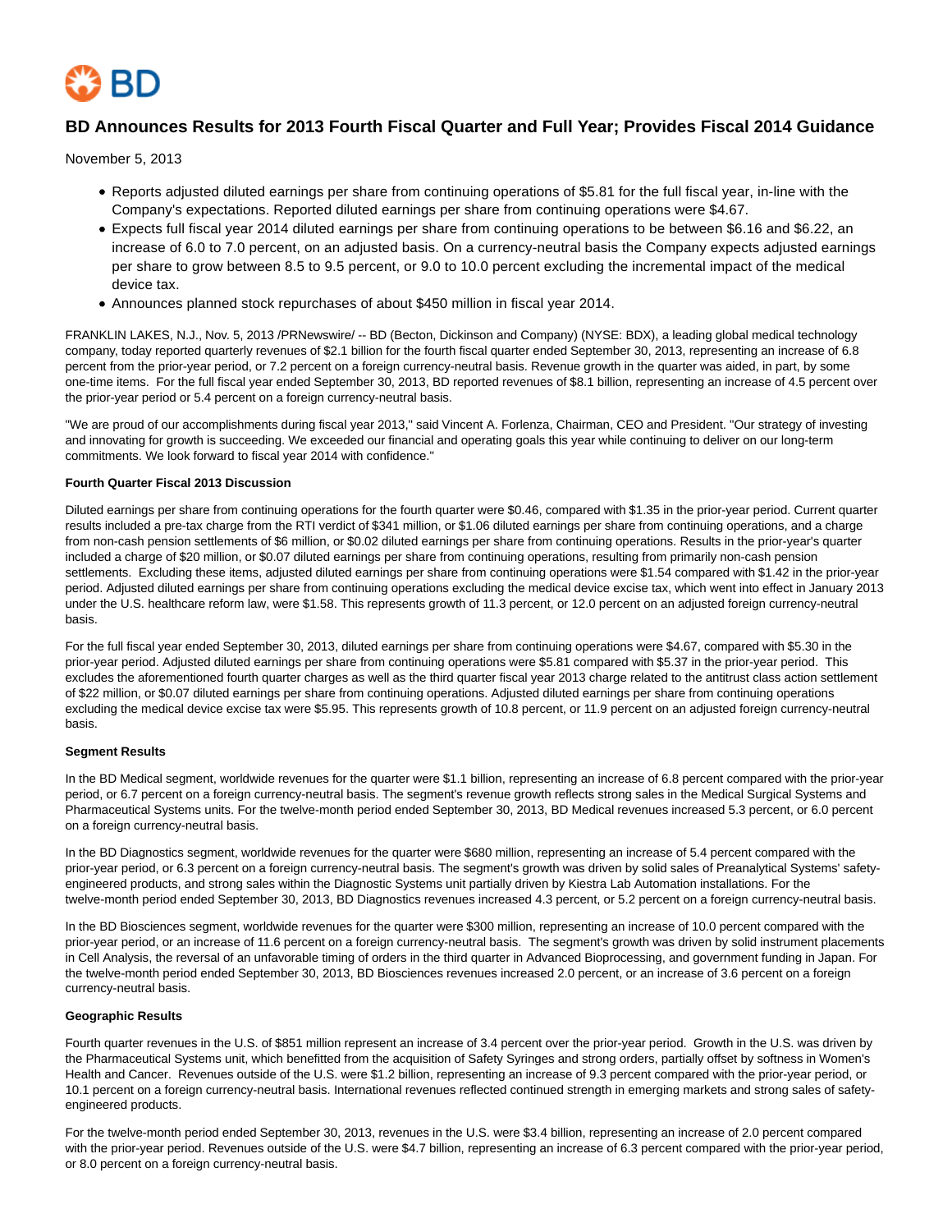# BD Announces Results for 2013 Fourth Fiscal Quarter and Full Year; Provides Fiscal 2014 Guidance

November 5, 2013

- Reports adjusted diluted earnings per share from continuing operations of $5.81 for the full fiscal year, in-line with the Company's expectations. Reported diluted earnings per share from continuing operations were $4.67.
- Expects full fiscal year 2014 diluted earnings per share from continuing operations to be between $6.16 and $6.22, an increase of 6.0 to 7.0 percent, on an adjusted basis. On a currency-neutral basis the Company expects adjusted earnings per share to grow between 8.5 to 9.5 percent, or 9.0 to 10.0 percent excluding the incremental impact of the medical device tax.
- Announces planned stock repurchases of about $450 million in fiscal year 2014.

FRANKLIN LAKES, N.J., Nov. 5, 2013 /PRNewswire/ -- BD (Becton, Dickinson and Company) (NYSE: BDX), a leading global medical technology company, today reported quarterly revenues of $2.1 billion for the fourth fiscal quarter ended September 30, 2013, representing an increase of 6.8 percent from the prior-year period, or 7.2 percent on a foreign currency-neutral basis. Revenue growth in the quarter was aided, in part, by some one-time items. For the full fiscal year ended September 30, 2013, BD reported revenues of $8.1 billion, representing an increase of 4.5 percent over the prior-year period or 5.4 percent on a foreign currency-neutral basis.

"We are proud of our accomplishments during fiscal year 2013," said Vincent A. Forlenza, Chairman, CEO and President. "Our strategy of investing and innovating for growth is succeeding. We exceeded our financial and operating goals this year while continuing to deliver on our long-term commitments. We look forward to fiscal year 2014 with confidence."

**Fourth Quarter Fiscal 2013 Discussion**

Diluted earnings per share from continuing operations for the fourth quarter were $0.46, compared with $1.35 in the prior-year period. Current quarter results included a pre-tax charge from the RTI verdict of $341 million, or $1.06 diluted earnings per share from continuing operations, and a charge from non-cash pension settlements of $6 million, or $0.02 diluted earnings per share from continuing operations. Results in the prior-year's quarter included a charge of $20 million, or $0.07 diluted earnings per share from continuing operations, resulting from primarily non-cash pension settlements. Excluding these items, adjusted diluted earnings per share from continuing operations were $1.54 compared with $1.42 in the prior-year period. Adjusted diluted earnings per share from continuing operations excluding the medical device excise tax, which went into effect in January 2013 under the U.S. healthcare reform law, were $1.58. This represents growth of 11.3 percent, or 12.0 percent on an adjusted foreign currency-neutral basis.

For the full fiscal year ended September 30, 2013, diluted earnings per share from continuing operations were $4.67, compared with $5.30 in the prior-year period. Adjusted diluted earnings per share from continuing operations were $5.81 compared with $5.37 in the prior-year period. This excludes the aforementioned fourth quarter charges as well as the third quarter fiscal year 2013 charge related to the antitrust class action settlement of $22 million, or $0.07 diluted earnings per share from continuing operations. Adjusted diluted earnings per share from continuing operations excluding the medical device excise tax were $5.95. This represents growth of 10.8 percent, or 11.9 percent on an adjusted foreign currency-neutral basis.

**Segment Results**

In the BD Medical segment, worldwide revenues for the quarter were $1.1 billion, representing an increase of 6.8 percent compared with the prior-year period, or 6.7 percent on a foreign currency-neutral basis. The segment's revenue growth reflects strong sales in the Medical Surgical Systems and Pharmaceutical Systems units. For the twelve-month period ended September 30, 2013, BD Medical revenues increased 5.3 percent, or 6.0 percent on a foreign currency-neutral basis.

In the BD Diagnostics segment, worldwide revenues for the quarter were $680 million, representing an increase of 5.4 percent compared with the prior-year period, or 6.3 percent on a foreign currency-neutral basis. The segment's growth was driven by solid sales of Preanalytical Systems' safety-engineered products, and strong sales within the Diagnostic Systems unit partially driven by Kiestra Lab Automation installations. For the twelve-month period ended September 30, 2013, BD Diagnostics revenues increased 4.3 percent, or 5.2 percent on a foreign currency-neutral basis.

In the BD Biosciences segment, worldwide revenues for the quarter were $300 million, representing an increase of 10.0 percent compared with the prior-year period, or an increase of 11.6 percent on a foreign currency-neutral basis. The segment's growth was driven by solid instrument placements in Cell Analysis, the reversal of an unfavorable timing of orders in the third quarter in Advanced Bioprocessing, and government funding in Japan. For the twelve-month period ended September 30, 2013, BD Biosciences revenues increased 2.0 percent, or an increase of 3.6 percent on a foreign currency-neutral basis.

**Geographic Results**

Fourth quarter revenues in the U.S. of $851 million represent an increase of 3.4 percent over the prior-year period. Growth in the U.S. was driven by the Pharmaceutical Systems unit, which benefitted from the acquisition of Safety Syringes and strong orders, partially offset by softness in Women's Health and Cancer. Revenues outside of the U.S. were $1.2 billion, representing an increase of 9.3 percent compared with the prior-year period, or 10.1 percent on a foreign currency-neutral basis. International revenues reflected continued strength in emerging markets and strong sales of safety-engineered products.

For the twelve-month period ended September 30, 2013, revenues in the U.S. were $3.4 billion, representing an increase of 2.0 percent compared with the prior-year period. Revenues outside of the U.S. were $4.7 billion, representing an increase of 6.3 percent compared with the prior-year period, or 8.0 percent on a foreign currency-neutral basis.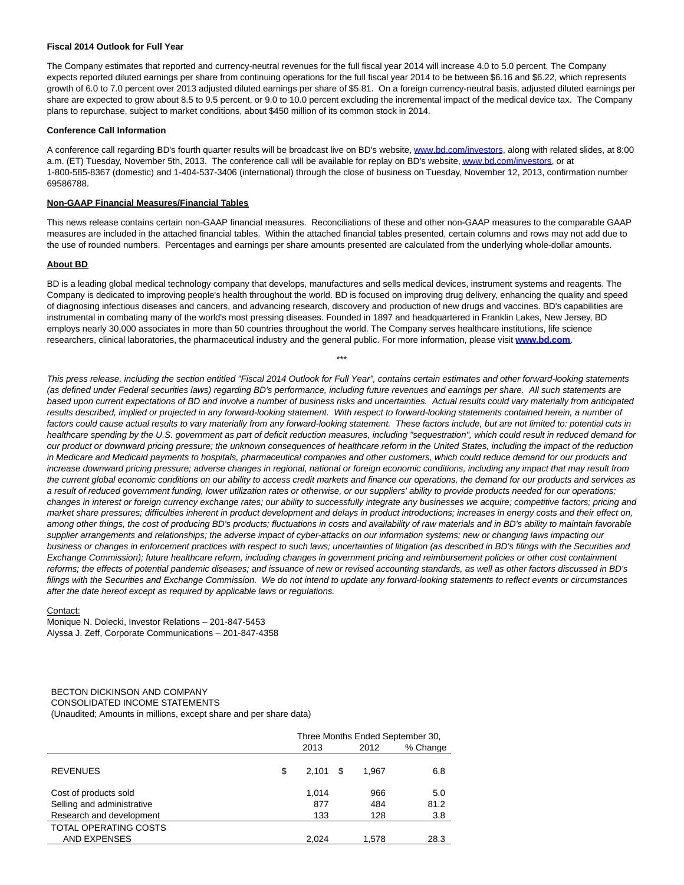**Fiscal 2014 Outlook for Full Year**

The Company estimates that reported and currency-neutral revenues for the full fiscal year 2014 will increase 4.0 to 5.0 percent. The Company expects reported diluted earnings per share from continuing operations for the full fiscal year 2014 to be between $6.16 and $6.22, which represents growth of 6.0 to 7.0 percent over 2013 adjusted diluted earnings per share of $5.81. On a foreign currency-neutral basis, adjusted diluted earnings per share are expected to grow about 8.5 to 9.5 percent, or 9.0 to 10.0 percent excluding the incremental impact of the medical device tax. The Company plans to repurchase, subject to market conditions, about $450 million of its common stock in 2014.

**Conference Call Information**

A conference call regarding BD's fourth quarter results will be broadcast live on BD's website, www.bd.com/investors, along with related slides, at 8:00 a.m. (ET) Tuesday, November 5th, 2013. The conference call will be available for replay on BD's website, www.bd.com/investors, or at 1-800-585-8367 (domestic) and 1-404-537-3406 (international) through the close of business on Tuesday, November 12, 2013, confirmation number 69586788.

**Non-GAAP Financial Measures/Financial Tables**

This news release contains certain non-GAAP financial measures. Reconciliations of these and other non-GAAP measures to the comparable GAAP measures are included in the attached financial tables. Within the attached financial tables presented, certain columns and rows may not add due to the use of rounded numbers. Percentages and earnings per share amounts presented are calculated from the underlying whole-dollar amounts.

**About BD**

BD is a leading global medical technology company that develops, manufactures and sells medical devices, instrument systems and reagents. The Company is dedicated to improving people's health throughout the world. BD is focused on improving drug delivery, enhancing the quality and speed of diagnosing infectious diseases and cancers, and advancing research, discovery and production of new drugs and vaccines. BD's capabilities are instrumental in combating many of the world's most pressing diseases. Founded in 1897 and headquartered in Franklin Lakes, New Jersey, BD employs nearly 30,000 associates in more than 50 countries throughout the world. The Company serves healthcare institutions, life science researchers, clinical laboratories, the pharmaceutical industry and the general public. For more information, please visit **www.bd.com**.

\*\*\*

*This press release, including the section entitled "Fiscal 2014 Outlook for Full Year", contains certain estimates and other forward-looking statements (as defined under Federal securities laws) regarding BD's performance, including future revenues and earnings per share. All such statements are based upon current expectations of BD and involve a number of business risks and uncertainties. Actual results could vary materially from anticipated results described, implied or projected in any forward-looking statement. With respect to forward-looking statements contained herein, a number of factors could cause actual results to vary materially from any forward-looking statement. These factors include, but are not limited to: potential cuts in healthcare spending by the U.S. government as part of deficit reduction measures, including "sequestration", which could result in reduced demand for our product or downward pricing pressure; the unknown consequences of healthcare reform in the United States, including the impact of the reduction in Medicare and Medicaid payments to hospitals, pharmaceutical companies and other customers, which could reduce demand for our products and increase downward pricing pressure; adverse changes in regional, national or foreign economic conditions, including any impact that may result from the current global economic conditions on our ability to access credit markets and finance our operations, the demand for our products and services as a result of reduced government funding, lower utilization rates or otherwise, or our suppliers' ability to provide products needed for our operations; changes in interest or foreign currency exchange rates; our ability to successfully integrate any businesses we acquire; competitive factors; pricing and market share pressures; difficulties inherent in product development and delays in product introductions; increases in energy costs and their effect on, among other things, the cost of producing BD's products; fluctuations in costs and availability of raw materials and in BD's ability to maintain favorable supplier arrangements and relationships; the adverse impact of cyber-attacks on our information systems; new or changing laws impacting our business or changes in enforcement practices with respect to such laws; uncertainties of litigation (as described in BD's filings with the Securities and Exchange Commission); future healthcare reform, including changes in government pricing and reimbursement policies or other cost containment reforms; the effects of potential pandemic diseases; and issuance of new or revised accounting standards, as well as other factors discussed in BD's filings with the Securities and Exchange Commission. We do not intend to update any forward-looking statements to reflect events or circumstances after the date hereof except as required by applicable laws or regulations.*

Contact:
Monique N. Dolecki, Investor Relations – 201-847-5453
Alyssa J. Zeff, Corporate Communications – 201-847-4358

BECTON DICKINSON AND COMPANY
CONSOLIDATED INCOME STATEMENTS
(Unaudited; Amounts in millions, except share and per share data)

| | Three Months Ended September 30, | | |
|---|---|---|---|
| | 2013 | 2012 | % Change |
| REVENUES | $ 2,101 | $ 1,967 | 6.8 |
| Cost of products sold | 1,014 | 966 | 5.0 |
| Selling and administrative | 877 | 484 | 81.2 |
| Research and development | 133 | 128 | 3.8 |
| TOTAL OPERATING COSTS AND EXPENSES | 2,024 | 1,578 | 28.3 |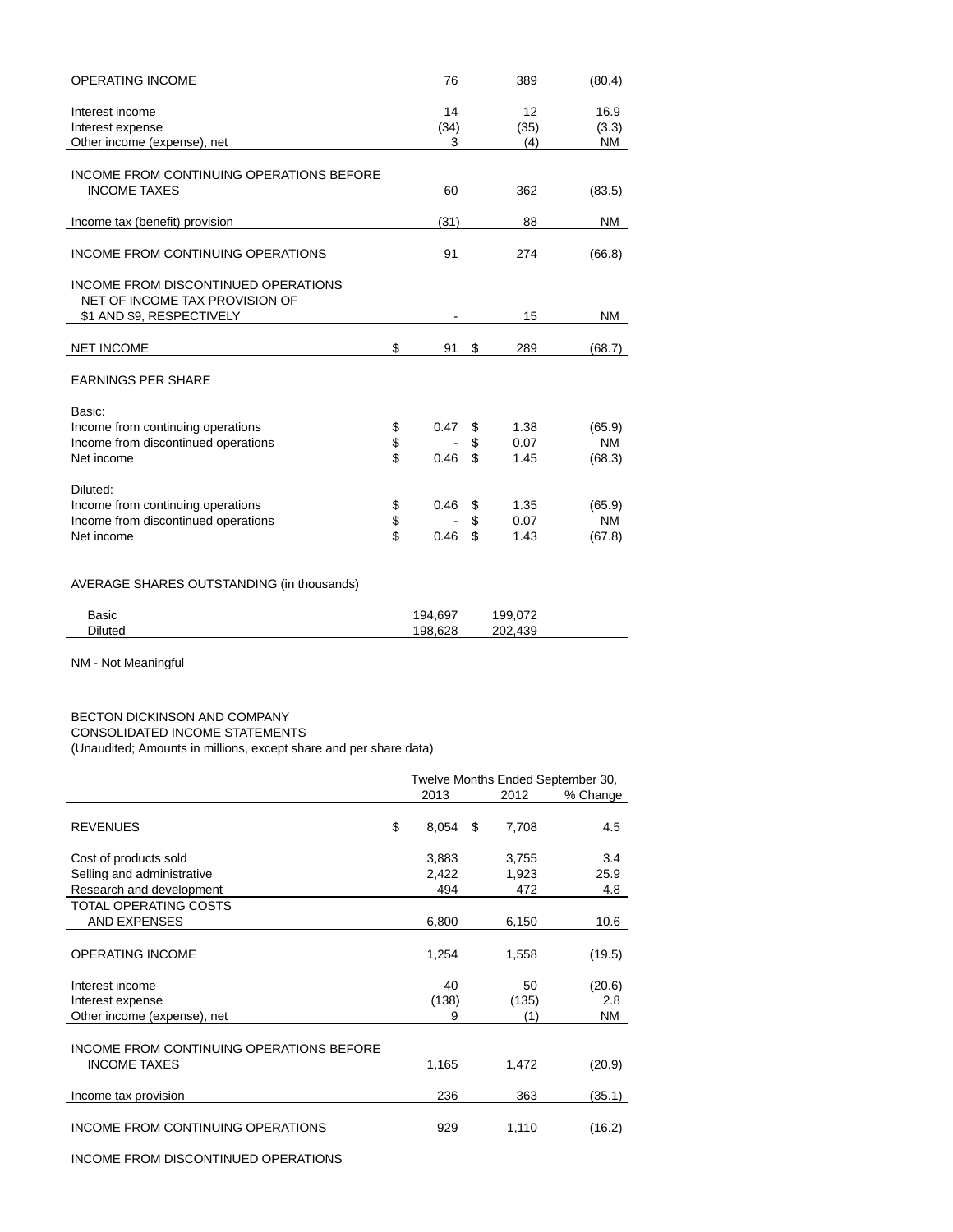| | | | |
|---|---|---|---|
| OPERATING INCOME | 76 | 389 | (80.4) |
| Interest income | 14 | 12 | 16.9 |
| Interest expense | (34) | (35) | (3.3) |
| Other income (expense), net | 3 | (4) | NM |
| INCOME FROM CONTINUING OPERATIONS BEFORE INCOME TAXES | 60 | 362 | (83.5) |
| Income tax (benefit) provision | (31) | 88 | NM |
| INCOME FROM CONTINUING OPERATIONS | 91 | 274 | (66.8) |
| INCOME FROM DISCONTINUED OPERATIONS NET OF INCOME TAX PROVISION OF $1 AND $9, RESPECTIVELY | - | 15 | NM |
| NET INCOME | $ 91 | $ 289 | (68.7) |
| EARNINGS PER SHARE | | | |
| Basic: | | | |
| Income from continuing operations | $ 0.47 | $ 1.38 | (65.9) |
| Income from discontinued operations | $ - | $ 0.07 | NM |
| Net income | $ 0.46 | $ 1.45 | (68.3) |
| Diluted: | | | |
| Income from continuing operations | $ 0.46 | $ 1.35 | (65.9) |
| Income from discontinued operations | $ - | $ 0.07 | NM |
| Net income | $ 0.46 | $ 1.43 | (67.8) |
| AVERAGE SHARES OUTSTANDING (in thousands) | | | |
| Basic | 194,697 | 199,072 | |
| Diluted | 198,628 | 202,439 | |

NM - Not Meaningful

BECTON DICKINSON AND COMPANY
CONSOLIDATED INCOME STATEMENTS
(Unaudited; Amounts in millions, except share and per share data)

| | Twelve Months Ended September 30, | | |
|---|---|---|---|
| | 2013 | 2012 | % Change |
| REVENUES | $ 8,054 | $ 7,708 | 4.5 |
| Cost of products sold | 3,883 | 3,755 | 3.4 |
| Selling and administrative | 2,422 | 1,923 | 25.9 |
| Research and development | 494 | 472 | 4.8 |
| TOTAL OPERATING COSTS AND EXPENSES | 6,800 | 6,150 | 10.6 |
| OPERATING INCOME | 1,254 | 1,558 | (19.5) |
| Interest income | 40 | 50 | (20.6) |
| Interest expense | (138) | (135) | 2.8 |
| Other income (expense), net | 9 | (1) | NM |
| INCOME FROM CONTINUING OPERATIONS BEFORE INCOME TAXES | 1,165 | 1,472 | (20.9) |
| Income tax provision | 236 | 363 | (35.1) |
| INCOME FROM CONTINUING OPERATIONS | 929 | 1,110 | (16.2) |
| INCOME FROM DISCONTINUED OPERATIONS | | | |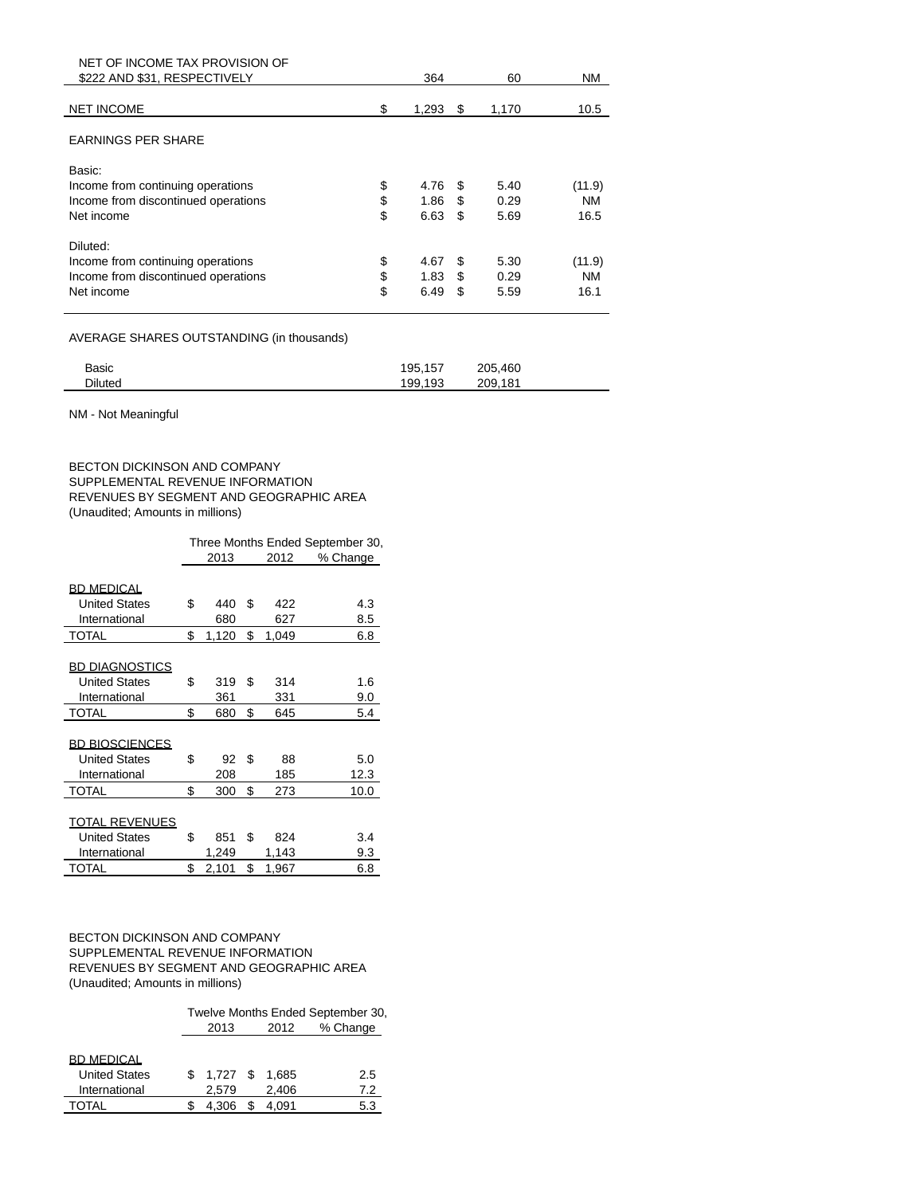| | | | |
|---|---|---|---|
| NET OF INCOME TAX PROVISION OF $222 AND $31, RESPECTIVELY | 364 | 60 | NM |
| NET INCOME | $ 1,293 | $ 1,170 | 10.5 |
| EARNINGS PER SHARE | | | |
| Basic: | | | |
| Income from continuing operations | $ 4.76 | $ 5.40 | (11.9) |
| Income from discontinued operations | $ 1.86 | $ 0.29 | NM |
| Net income | $ 6.63 | $ 5.69 | 16.5 |
| Diluted: | | | |
| Income from continuing operations | $ 4.67 | $ 5.30 | (11.9) |
| Income from discontinued operations | $ 1.83 | $ 0.29 | NM |
| Net income | $ 6.49 | $ 5.59 | 16.1 |
| AVERAGE SHARES OUTSTANDING (in thousands) | | | |
| Basic | 195,157 | 205,460 | |
| Diluted | 199,193 | 209,181 | |

NM - Not Meaningful

BECTON DICKINSON AND COMPANY
SUPPLEMENTAL REVENUE INFORMATION
REVENUES BY SEGMENT AND GEOGRAPHIC AREA
(Unaudited; Amounts in millions)

| | Three Months Ended September 30, | | |
|---|---|---|---|
| | 2013 | 2012 | % Change |
| **BD MEDICAL** | | | |
| United States | $ 440 | $ 422 | 4.3 |
| International | 680 | 627 | 8.5 |
| TOTAL | $ 1,120 | $ 1,049 | 6.8 |
| **BD DIAGNOSTICS** | | | |
| United States | $ 319 | $ 314 | 1.6 |
| International | 361 | 331 | 9.0 |
| TOTAL | $ 680 | $ 645 | 5.4 |
| **BD BIOSCIENCES** | | | |
| United States | $ 92 | $ 88 | 5.0 |
| International | 208 | 185 | 12.3 |
| TOTAL | $ 300 | $ 273 | 10.0 |
| **TOTAL REVENUES** | | | |
| United States | $ 851 | $ 824 | 3.4 |
| International | 1,249 | 1,143 | 9.3 |
| TOTAL | $ 2,101 | $ 1,967 | 6.8 |

BECTON DICKINSON AND COMPANY
SUPPLEMENTAL REVENUE INFORMATION
REVENUES BY SEGMENT AND GEOGRAPHIC AREA
(Unaudited; Amounts in millions)

| | Twelve Months Ended September 30, | | |
|---|---|---|---|
| | 2013 | 2012 | % Change |
| **BD MEDICAL** | | | |
| United States | $ 1,727 | $ 1,685 | 2.5 |
| International | 2,579 | 2,406 | 7.2 |
| TOTAL | $ 4,306 | $ 4,091 | 5.3 |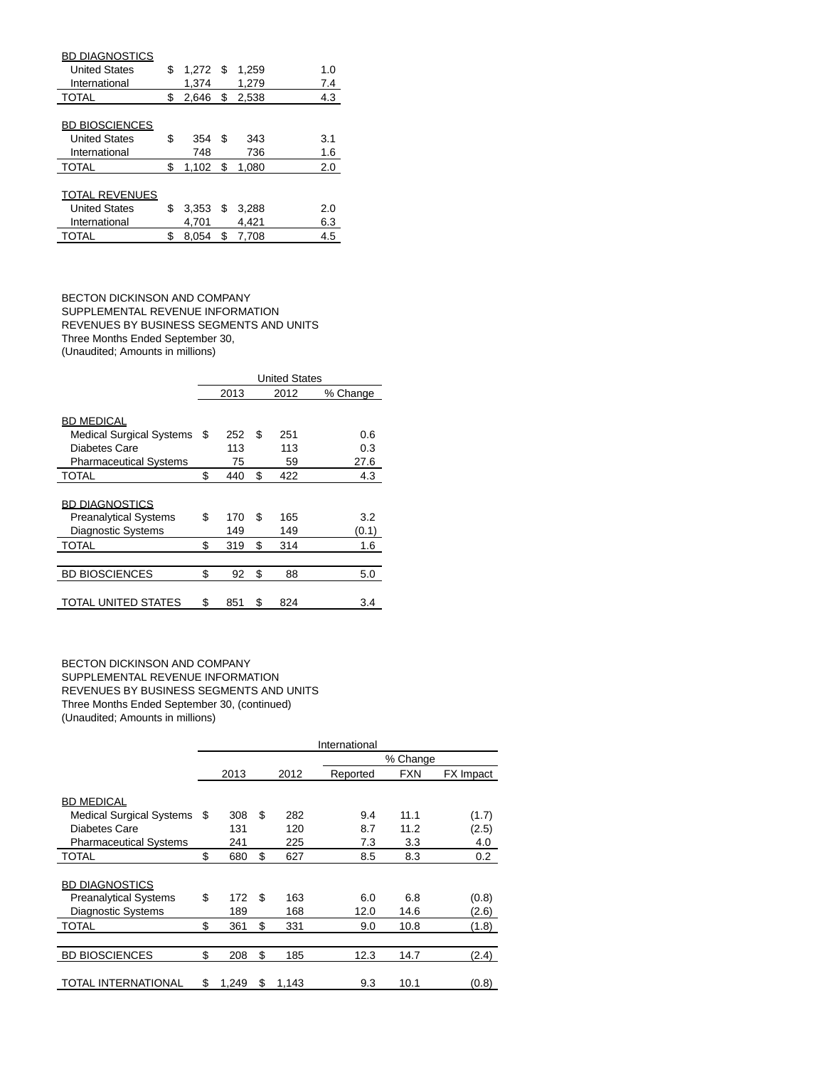| | 2013 | 2012 | % Change |
|---|---|---|---|
| BD DIAGNOSTICS | | | |
| United States | $ 1,272 | $ 1,259 | 1.0 |
| International | 1,374 | 1,279 | 7.4 |
| TOTAL | $ 2,646 | $ 2,538 | 4.3 |
| | | | |
| BD BIOSCIENCES | | | |
| United States | $ 354 | $ 343 | 3.1 |
| International | 748 | 736 | 1.6 |
| TOTAL | $ 1,102 | $ 1,080 | 2.0 |
| | | | |
| TOTAL REVENUES | | | |
| United States | $ 3,353 | $ 3,288 | 2.0 |
| International | 4,701 | 4,421 | 6.3 |
| TOTAL | $ 8,054 | $ 7,708 | 4.5 |

BECTON DICKINSON AND COMPANY
SUPPLEMENTAL REVENUE INFORMATION
REVENUES BY BUSINESS SEGMENTS AND UNITS
Three Months Ended September 30,
(Unaudited; Amounts in millions)

| | United States | | |
|---|---|---|---|
| | 2013 | 2012 | % Change |
| BD MEDICAL | | | |
| Medical Surgical Systems | $ 252 | $ 251 | 0.6 |
| Diabetes Care | 113 | 113 | 0.3 |
| Pharmaceutical Systems | 75 | 59 | 27.6 |
| TOTAL | $ 440 | $ 422 | 4.3 |
| | | | |
| BD DIAGNOSTICS | | | |
| Preanalytical Systems | $ 170 | $ 165 | 3.2 |
| Diagnostic Systems | 149 | 149 | (0.1) |
| TOTAL | $ 319 | $ 314 | 1.6 |
| | | | |
| BD BIOSCIENCES | $ 92 | $ 88 | 5.0 |
| | | | |
| TOTAL UNITED STATES | $ 851 | $ 824 | 3.4 |

BECTON DICKINSON AND COMPANY
SUPPLEMENTAL REVENUE INFORMATION
REVENUES BY BUSINESS SEGMENTS AND UNITS
Three Months Ended September 30, (continued)
(Unaudited; Amounts in millions)

| | International | | | | |
|---|---|---|---|---|---|
| | | | % Change | | |
| | 2013 | 2012 | Reported | FXN | FX Impact |
| BD MEDICAL | | | | | |
| Medical Surgical Systems | $ 308 | $ 282 | 9.4 | 11.1 | (1.7) |
| Diabetes Care | 131 | 120 | 8.7 | 11.2 | (2.5) |
| Pharmaceutical Systems | 241 | 225 | 7.3 | 3.3 | 4.0 |
| TOTAL | $ 680 | $ 627 | 8.5 | 8.3 | 0.2 |
| | | | | | |
| BD DIAGNOSTICS | | | | | |
| Preanalytical Systems | $ 172 | $ 163 | 6.0 | 6.8 | (0.8) |
| Diagnostic Systems | 189 | 168 | 12.0 | 14.6 | (2.6) |
| TOTAL | $ 361 | $ 331 | 9.0 | 10.8 | (1.8) |
| | | | | | |
| BD BIOSCIENCES | $ 208 | $ 185 | 12.3 | 14.7 | (2.4) |
| | | | | | |
| TOTAL INTERNATIONAL | $ 1,249 | $ 1,143 | 9.3 | 10.1 | (0.8) |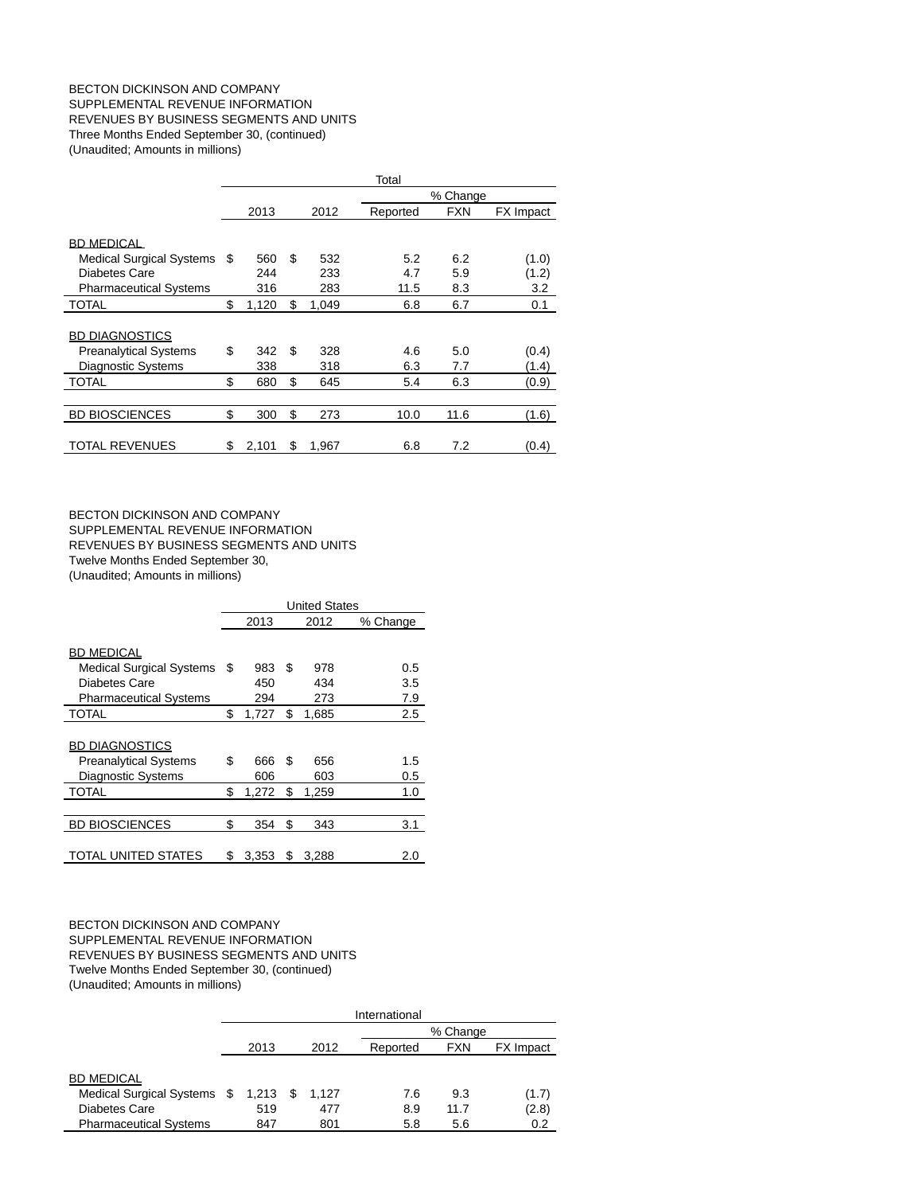BECTON DICKINSON AND COMPANY
SUPPLEMENTAL REVENUE INFORMATION
REVENUES BY BUSINESS SEGMENTS AND UNITS
Three Months Ended September 30, (continued)
(Unaudited; Amounts in millions)

| | Total | | | | |
|---|---|---|---|---|---|
| | | | % Change | | |
| | 2013 | 2012 | Reported | FXN | FX Impact |
| BD MEDICAL | | | | | |
| Medical Surgical Systems | $ 560 | $ 532 | 5.2 | 6.2 | (1.0) |
| Diabetes Care | 244 | 233 | 4.7 | 5.9 | (1.2) |
| Pharmaceutical Systems | 316 | 283 | 11.5 | 8.3 | 3.2 |
| TOTAL | $ 1,120 | $ 1,049 | 6.8 | 6.7 | 0.1 |
| BD DIAGNOSTICS | | | | | |
| Preanalytical Systems | $ 342 | $ 328 | 4.6 | 5.0 | (0.4) |
| Diagnostic Systems | 338 | 318 | 6.3 | 7.7 | (1.4) |
| TOTAL | $ 680 | $ 645 | 5.4 | 6.3 | (0.9) |
| BD BIOSCIENCES | $ 300 | $ 273 | 10.0 | 11.6 | (1.6) |
| TOTAL REVENUES | $ 2,101 | $ 1,967 | 6.8 | 7.2 | (0.4) |

BECTON DICKINSON AND COMPANY
SUPPLEMENTAL REVENUE INFORMATION
REVENUES BY BUSINESS SEGMENTS AND UNITS
Twelve Months Ended September 30,
(Unaudited; Amounts in millions)

| | United States | | |
|---|---|---|---|
| | 2013 | 2012 | % Change |
| BD MEDICAL | | | |
| Medical Surgical Systems | $ 983 | $ 978 | 0.5 |
| Diabetes Care | 450 | 434 | 3.5 |
| Pharmaceutical Systems | 294 | 273 | 7.9 |
| TOTAL | $ 1,727 | $ 1,685 | 2.5 |
| BD DIAGNOSTICS | | | |
| Preanalytical Systems | $ 666 | $ 656 | 1.5 |
| Diagnostic Systems | 606 | 603 | 0.5 |
| TOTAL | $ 1,272 | $ 1,259 | 1.0 |
| BD BIOSCIENCES | $ 354 | $ 343 | 3.1 |
| TOTAL UNITED STATES | $ 3,353 | $ 3,288 | 2.0 |

BECTON DICKINSON AND COMPANY
SUPPLEMENTAL REVENUE INFORMATION
REVENUES BY BUSINESS SEGMENTS AND UNITS
Twelve Months Ended September 30, (continued)
(Unaudited; Amounts in millions)

| | International | | | | |
|---|---|---|---|---|---|
| | | | % Change | | |
| | 2013 | 2012 | Reported | FXN | FX Impact |
| BD MEDICAL | | | | | |
| Medical Surgical Systems | $ 1,213 | $ 1,127 | 7.6 | 9.3 | (1.7) |
| Diabetes Care | 519 | 477 | 8.9 | 11.7 | (2.8) |
| Pharmaceutical Systems | 847 | 801 | 5.8 | 5.6 | 0.2 |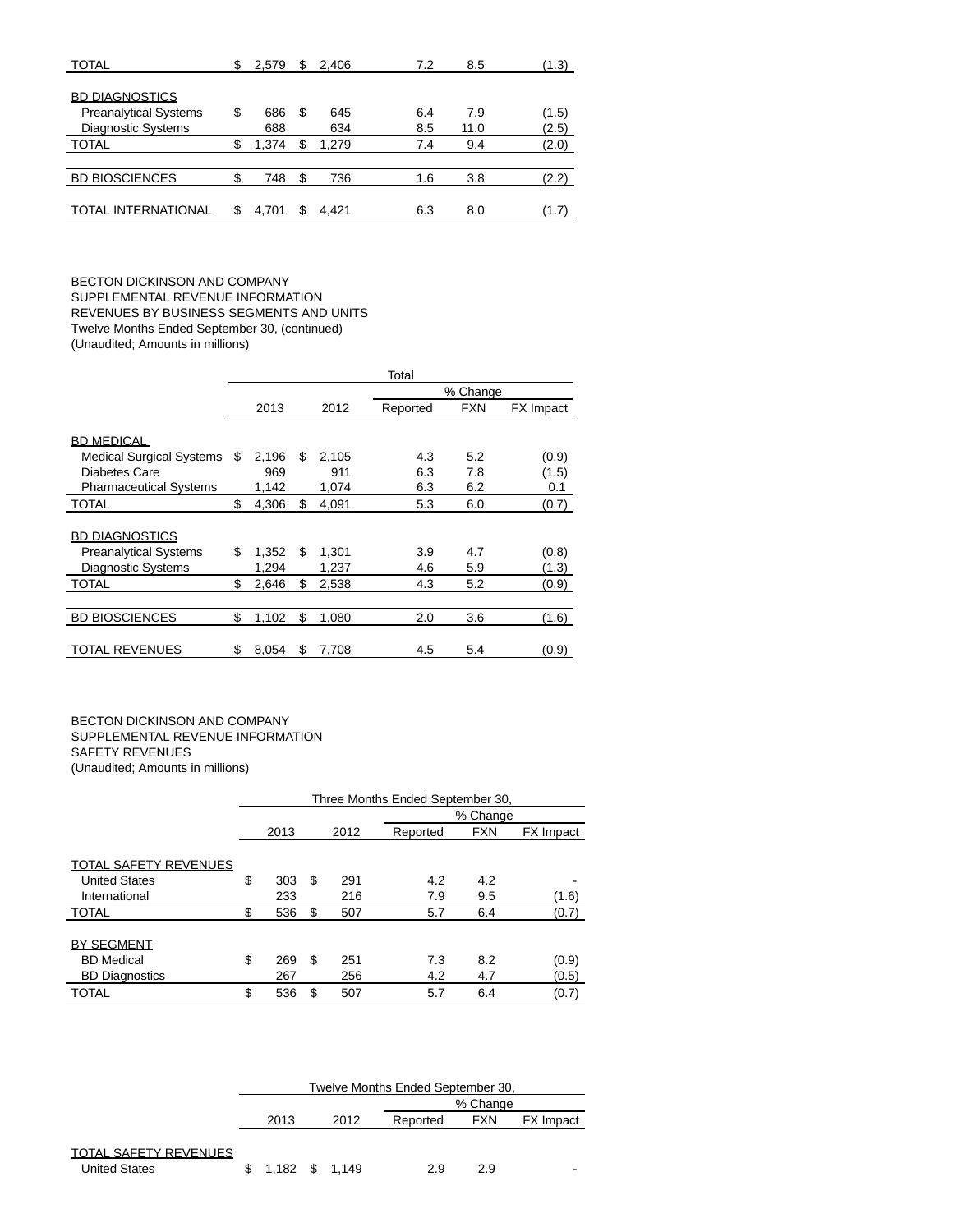| | 2013 | 2012 | Reported | FXN | FX Impact |
|---|---|---|---|---|---|
| TOTAL | $ 2,579 | $ 2,406 | 7.2 | 8.5 | (1.3) |
| | | | | | |
| BD DIAGNOSTICS | | | | | |
| Preanalytical Systems | $ 686 | $ 645 | 6.4 | 7.9 | (1.5) |
| Diagnostic Systems | 688 | 634 | 8.5 | 11.0 | (2.5) |
| TOTAL | $ 1,374 | $ 1,279 | 7.4 | 9.4 | (2.0) |
| | | | | | |
| BD BIOSCIENCES | $ 748 | $ 736 | 1.6 | 3.8 | (2.2) |
| | | | | | |
| TOTAL INTERNATIONAL | $ 4,701 | $ 4,421 | 6.3 | 8.0 | (1.7) |

BECTON DICKINSON AND COMPANY
SUPPLEMENTAL REVENUE INFORMATION
REVENUES BY BUSINESS SEGMENTS AND UNITS
Twelve Months Ended September 30, (continued)
(Unaudited; Amounts in millions)

| | Total | | | | |
|---|---|---|---|---|---|
| | | | % Change | | |
| | 2013 | 2012 | Reported | FXN | FX Impact |
| BD MEDICAL | | | | | |
| Medical Surgical Systems | $ 2,196 | $ 2,105 | 4.3 | 5.2 | (0.9) |
| Diabetes Care | 969 | 911 | 6.3 | 7.8 | (1.5) |
| Pharmaceutical Systems | 1,142 | 1,074 | 6.3 | 6.2 | 0.1 |
| TOTAL | $ 4,306 | $ 4,091 | 5.3 | 6.0 | (0.7) |
| | | | | | |
| BD DIAGNOSTICS | | | | | |
| Preanalytical Systems | $ 1,352 | $ 1,301 | 3.9 | 4.7 | (0.8) |
| Diagnostic Systems | 1,294 | 1,237 | 4.6 | 5.9 | (1.3) |
| TOTAL | $ 2,646 | $ 2,538 | 4.3 | 5.2 | (0.9) |
| | | | | | |
| BD BIOSCIENCES | $ 1,102 | $ 1,080 | 2.0 | 3.6 | (1.6) |
| | | | | | |
| TOTAL REVENUES | $ 8,054 | $ 7,708 | 4.5 | 5.4 | (0.9) |

BECTON DICKINSON AND COMPANY
SUPPLEMENTAL REVENUE INFORMATION
SAFETY REVENUES
(Unaudited; Amounts in millions)

| | Three Months Ended September 30, | | | | |
|---|---|---|---|---|---|
| | | | % Change | | |
| | 2013 | 2012 | Reported | FXN | FX Impact |
| TOTAL SAFETY REVENUES | | | | | |
| United States | $ 303 | $ 291 | 4.2 | 4.2 | - |
| International | 233 | 216 | 7.9 | 9.5 | (1.6) |
| TOTAL | $ 536 | $ 507 | 5.7 | 6.4 | (0.7) |
| | | | | | |
| BY SEGMENT | | | | | |
| BD Medical | $ 269 | $ 251 | 7.3 | 8.2 | (0.9) |
| BD Diagnostics | 267 | 256 | 4.2 | 4.7 | (0.5) |
| TOTAL | $ 536 | $ 507 | 5.7 | 6.4 | (0.7) |

| | Twelve Months Ended September 30, | | | | |
|---|---|---|---|---|---|
| | | | % Change | | |
| | 2013 | 2012 | Reported | FXN | FX Impact |
| TOTAL SAFETY REVENUES | | | | | |
| United States | $ 1,182 | $ 1,149 | 2.9 | 2.9 | - |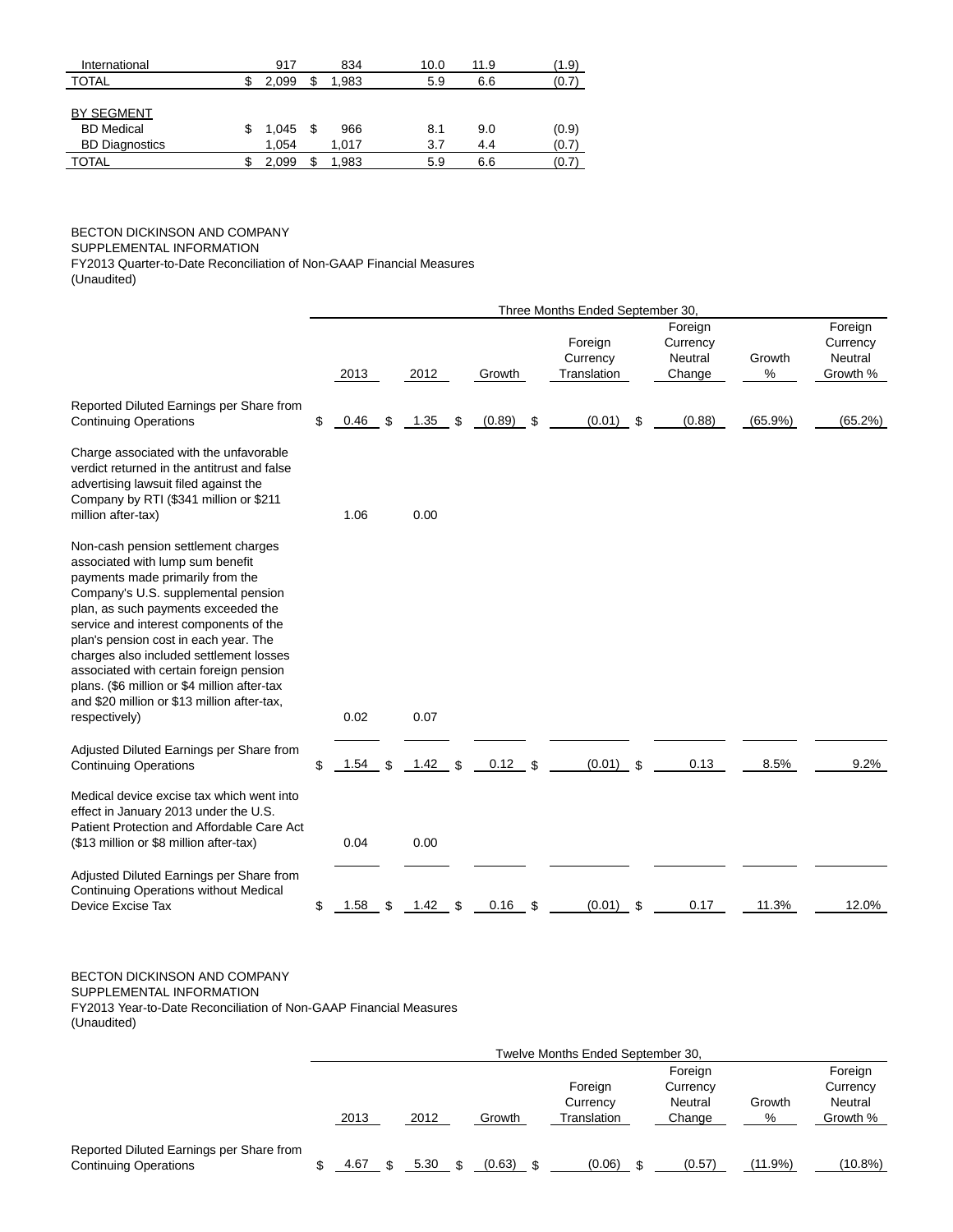| | | | | | |
|---|---|---|---|---|---|
| International | 917 | 834 | 10.0 | 11.9 | (1.9) |
| TOTAL | $ 2,099 | $ 1,983 | 5.9 | 6.6 | (0.7) |
| | | | | | |
| BY SEGMENT | | | | | |
| BD Medical | $ 1,045 | $ 966 | 8.1 | 9.0 | (0.9) |
| BD Diagnostics | 1,054 | 1,017 | 3.7 | 4.4 | (0.7) |
| TOTAL | $ 2,099 | $ 1,983 | 5.9 | 6.6 | (0.7) |

BECTON DICKINSON AND COMPANY
SUPPLEMENTAL INFORMATION
FY2013 Quarter-to-Date Reconciliation of Non-GAAP Financial Measures
(Unaudited)

| | Three Months Ended September 30, | | | | | | |
|---|---|---|---|---|---|---|---|
| | 2013 | 2012 | Growth | Foreign Currency Translation | Foreign Currency Neutral Change | Growth % | Foreign Currency Neutral Growth % |
| Reported Diluted Earnings per Share from Continuing Operations | $ 0.46 | $ 1.35 | $ (0.89) | $ (0.01) | $ (0.88) | (65.9%) | (65.2%) |
| Charge associated with the unfavorable verdict returned in the antitrust and false advertising lawsuit filed against the Company by RTI ($341 million or $211 million after-tax) | 1.06 | 0.00 | | | | | |
| Non-cash pension settlement charges associated with lump sum benefit payments made primarily from the Company's U.S. supplemental pension plan, as such payments exceeded the service and interest components of the plan's pension cost in each year. The charges also included settlement losses associated with certain foreign pension plans. ($6 million or $4 million after-tax and $20 million or $13 million after-tax, respectively) | 0.02 | 0.07 | | | | | |
| Adjusted Diluted Earnings per Share from Continuing Operations | $ 1.54 | $ 1.42 | $ 0.12 | $ (0.01) | $ 0.13 | 8.5% | 9.2% |
| Medical device excise tax which went into effect in January 2013 under the U.S. Patient Protection and Affordable Care Act ($13 million or $8 million after-tax) | 0.04 | 0.00 | | | | | |
| Adjusted Diluted Earnings per Share from Continuing Operations without Medical Device Excise Tax | $ 1.58 | $ 1.42 | $ 0.16 | $ (0.01) | $ 0.17 | 11.3% | 12.0% |

BECTON DICKINSON AND COMPANY
SUPPLEMENTAL INFORMATION
FY2013 Year-to-Date Reconciliation of Non-GAAP Financial Measures
(Unaudited)

| | Twelve Months Ended September 30, | | | | | | |
|---|---|---|---|---|---|---|---|
| | 2013 | 2012 | Growth | Foreign Currency Translation | Foreign Currency Neutral Change | Growth % | Foreign Currency Neutral Growth % |
| Reported Diluted Earnings per Share from Continuing Operations | $ 4.67 | $ 5.30 | $ (0.63) | $ (0.06) | $ (0.57) | (11.9%) | (10.8%) |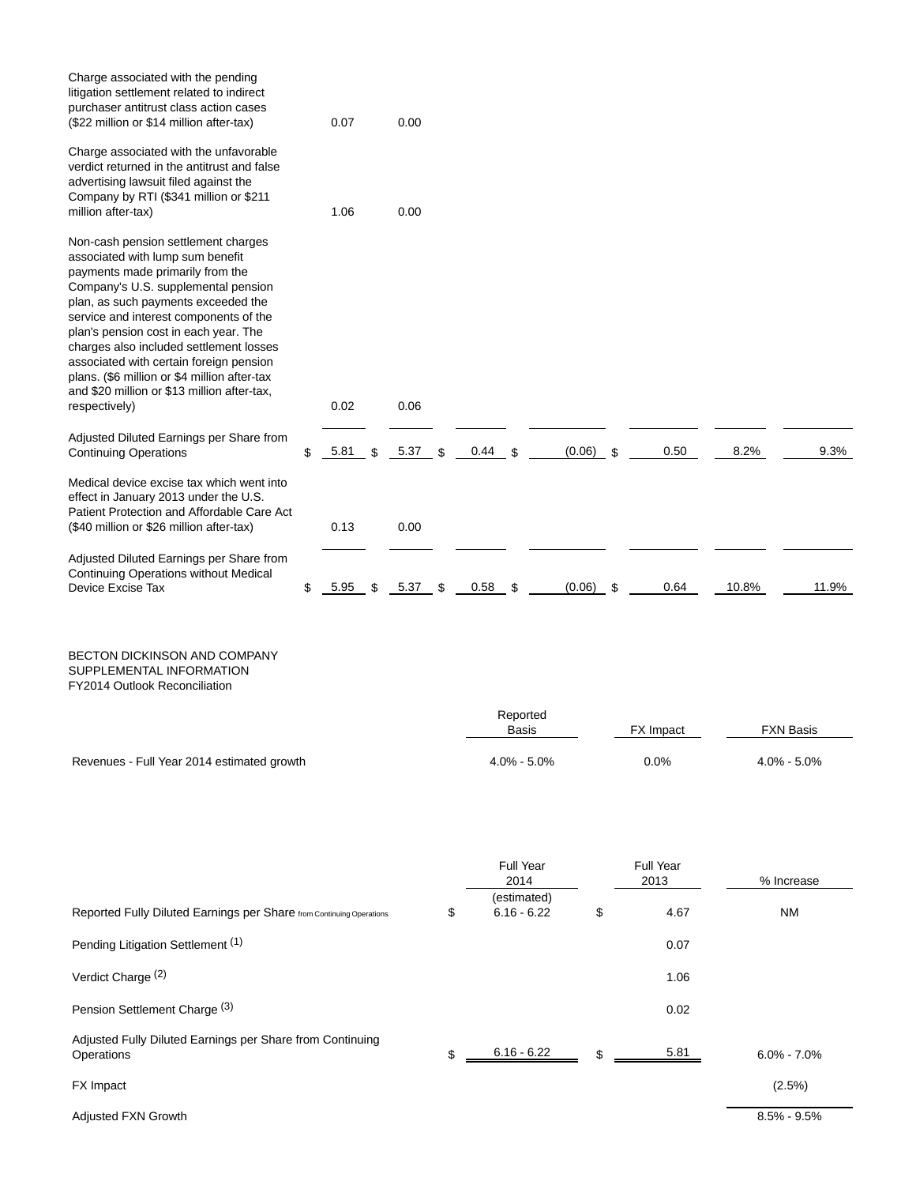| | | | | | | | |
|---|---|---|---|---|---|---|---|
| Charge associated with the pending litigation settlement related to indirect purchaser antitrust class action cases ($22 million or $14 million after-tax) | 0.07 | 0.00 | | | | | |
| Charge associated with the unfavorable verdict returned in the antitrust and false advertising lawsuit filed against the Company by RTI ($341 million or $211 million after-tax) | 1.06 | 0.00 | | | | | |
| Non-cash pension settlement charges associated with lump sum benefit payments made primarily from the Company's U.S. supplemental pension plan, as such payments exceeded the service and interest components of the plan's pension cost in each year. The charges also included settlement losses associated with certain foreign pension plans. ($6 million or $4 million after-tax and $20 million or $13 million after-tax, respectively) | 0.02 | 0.06 | | | | | |
| Adjusted Diluted Earnings per Share from Continuing Operations | $ 5.81 | $ 5.37 | $ 0.44 | $ (0.06) | $ 0.50 | 8.2% | 9.3% |
| Medical device excise tax which went into effect in January 2013 under the U.S. Patient Protection and Affordable Care Act ($40 million or $26 million after-tax) | 0.13 | 0.00 | | | | | |
| Adjusted Diluted Earnings per Share from Continuing Operations without Medical Device Excise Tax | $ 5.95 | $ 5.37 | $ 0.58 | $ (0.06) | $ 0.64 | 10.8% | 11.9% |

BECTON DICKINSON AND COMPANY
SUPPLEMENTAL INFORMATION
FY2014 Outlook Reconciliation

| | Reported Basis | FX Impact | FXN Basis |
|---|---|---|---|
| Revenues - Full Year 2014 estimated growth | 4.0% - 5.0% | 0.0% | 4.0% - 5.0% |

| | Full Year 2014 (estimated) | Full Year 2013 | % Increase |
|---|---|---|---|
| Reported Fully Diluted Earnings per Share from Continuing Operations | $ 6.16 - 6.22 | $ 4.67 | NM |
| Pending Litigation Settlement (1) | | 0.07 | |
| Verdict Charge (2) | | 1.06 | |
| Pension Settlement Charge (3) | | 0.02 | |
| Adjusted Fully Diluted Earnings per Share from Continuing Operations | $ 6.16 - 6.22 | $ 5.81 | 6.0% - 7.0% |
| FX Impact | | | (2.5%) |
| Adjusted FXN Growth | | | 8.5% - 9.5% |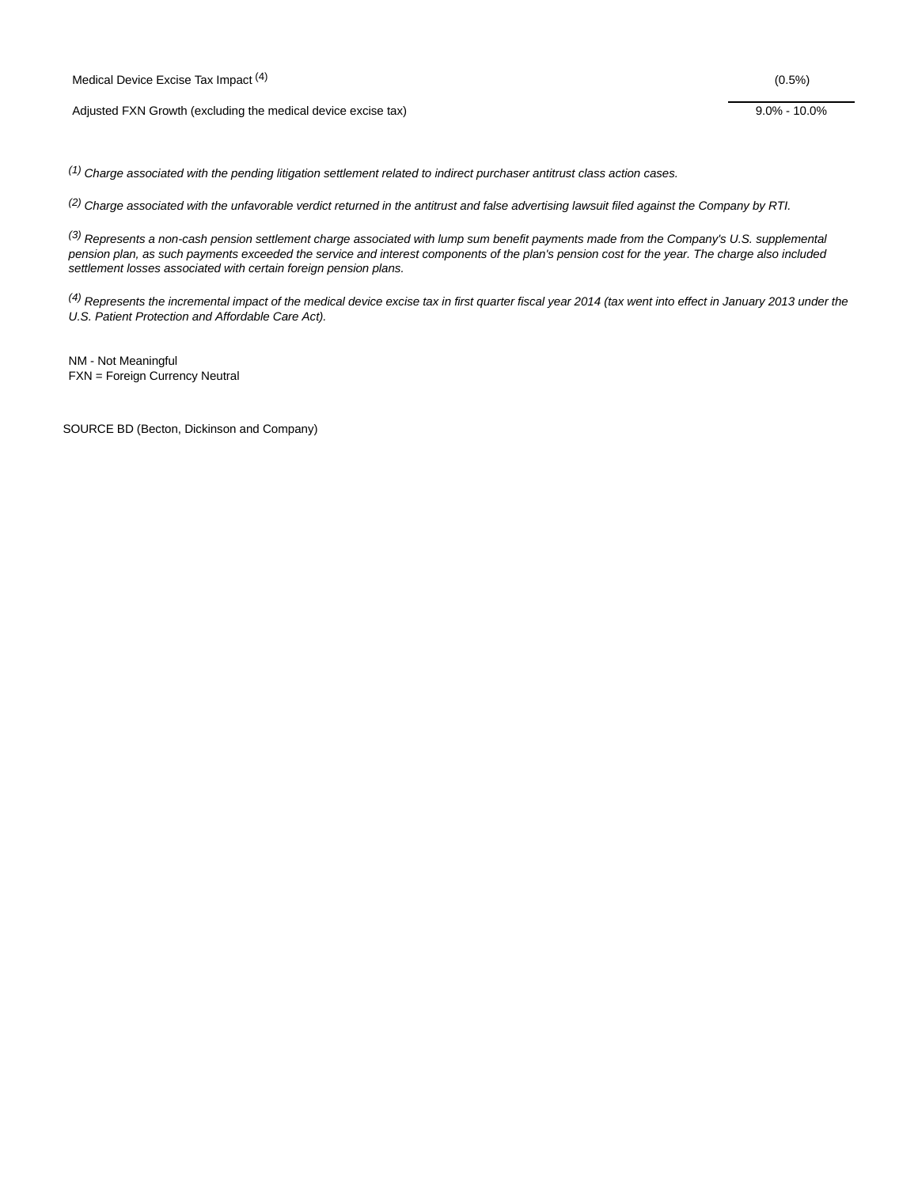| | |
|---|---|
| Medical Device Excise Tax Impact [4] | (0.5%) |
| Adjusted FXN Growth (excluding the medical device excise tax) | 9.0% - 10.0% |

[1] *Charge associated with the pending litigation settlement related to indirect purchaser antitrust class action cases.*

[2] *Charge associated with the unfavorable verdict returned in the antitrust and false advertising lawsuit filed against the Company by RTI.*

[3] *Represents a non-cash pension settlement charge associated with lump sum benefit payments made from the Company's U.S. supplemental pension plan, as such payments exceeded the service and interest components of the plan's pension cost for the year. The charge also included settlement losses associated with certain foreign pension plans.*

[4] *Represents the incremental impact of the medical device excise tax in first quarter fiscal year 2014 (tax went into effect in January 2013 under the U.S. Patient Protection and Affordable Care Act).*

NM - Not Meaningful
FXN = Foreign Currency Neutral

SOURCE BD (Becton, Dickinson and Company)